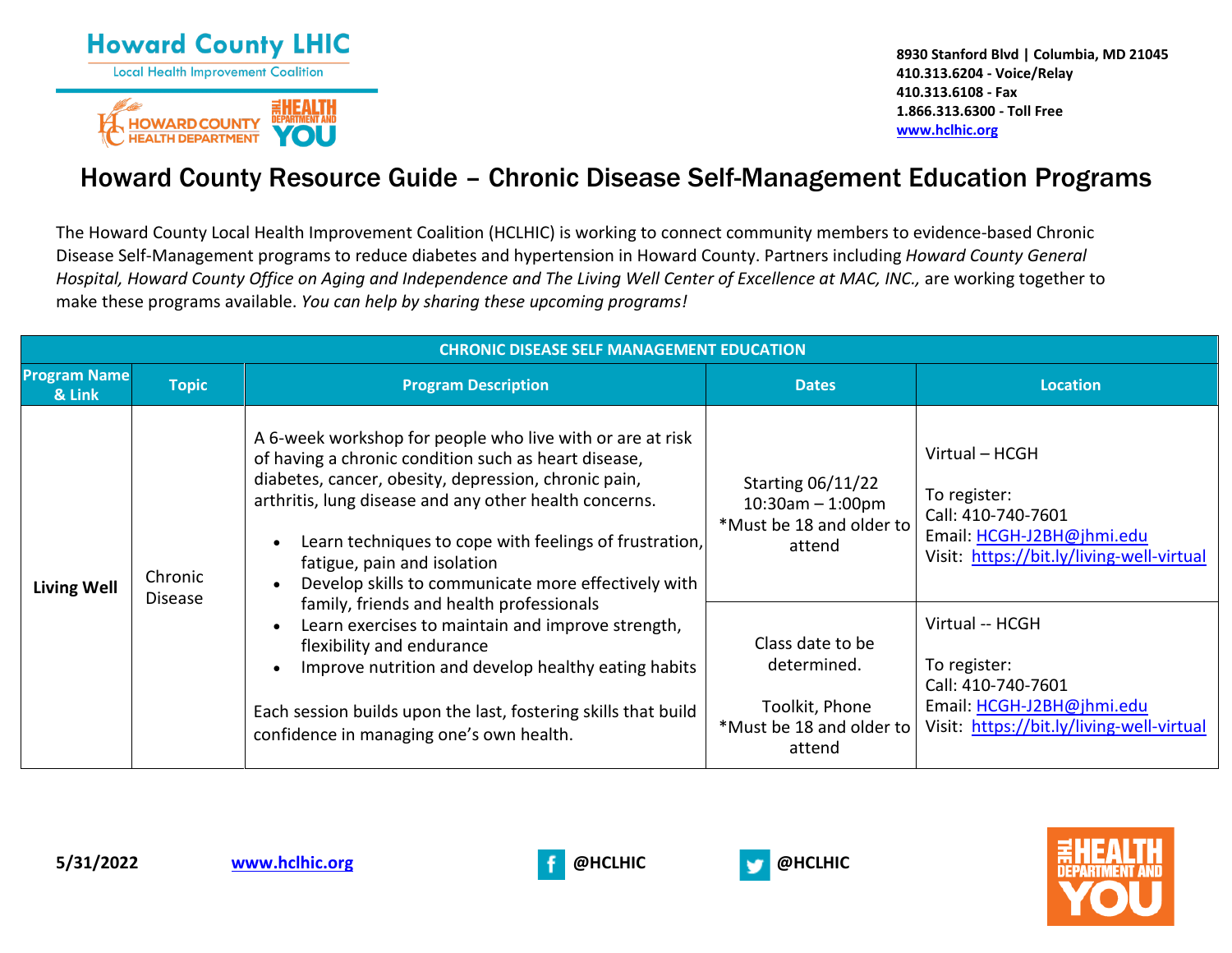Howard County LHIC
Local Health Improvement Coalition

HOWARD COUNTY HEALTH DEPARTMENT

THE HEALTH DEPARTMENT AND YOU

**8930 Stanford Blvd | Columbia, MD 21045**
**410.313.6204 - Voice/Relay**
**410.313.6108 - Fax**
**1.866.313.6300 - Toll Free**
**www.hclhic.org**

# Howard County Resource Guide – Chronic Disease Self-Management Education Programs

The Howard County Local Health Improvement Coalition (HCLHIC) is working to connect community members to evidence-based Chronic Disease Self-Management programs to reduce diabetes and hypertension in Howard County. Partners including *Howard County General Hospital, Howard County Office on Aging and Independence and The Living Well Center of Excellence at MAC, INC.,* are working together to make these programs available. *You can help by sharing these upcoming programs!*

| CHRONIC DISEASE SELF MANAGEMENT EDUCATION | | | | |
|---|---|---|---|---|
| **Program Name & Link** | **Topic** | **Program Description** | **Dates** | **Location** |
| **Living Well** | Chronic Disease | A 6-week workshop for people who live with or are at risk of having a chronic condition such as heart disease, diabetes, cancer, obesity, depression, chronic pain, arthritis, lung disease and any other health concerns.<br>• Learn techniques to cope with feelings of frustration, fatigue, pain and isolation<br>• Develop skills to communicate more effectively with family, friends and health professionals<br>• Learn exercises to maintain and improve strength, flexibility and endurance<br>• Improve nutrition and develop healthy eating habits<br><br>Each session builds upon the last, fostering skills that build confidence in managing one's own health. | Starting 06/11/22<br>10:30am – 1:00pm<br>*Must be 18 and older to attend | Virtual – HCGH<br><br>To register:<br>Call: 410-740-7601<br>Email: HCGH-J2BH@jhmi.edu<br>Visit: https://bit.ly/living-well-virtual |
| | | | Class date to be determined.<br><br>Toolkit, Phone<br>*Must be 18 and older to attend | Virtual -- HCGH<br><br>To register:<br>Call: 410-740-7601<br>Email: HCGH-J2BH@jhmi.edu<br>Visit: https://bit.ly/living-well-virtual |

**5/31/2022** **www.hclhic.org** **@HCLHIC** **@HCLHIC**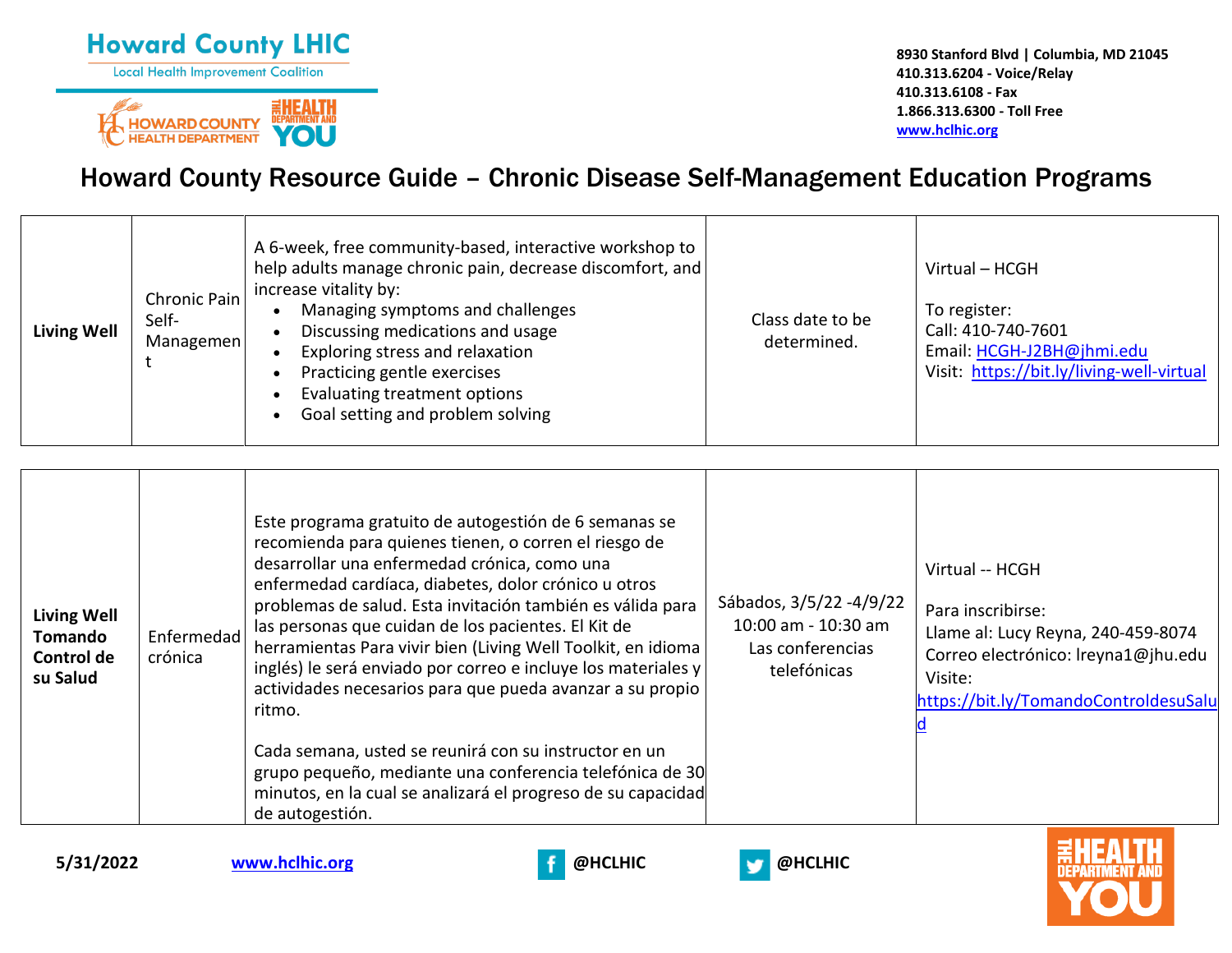Howard County LHIC

Local Health Improvement Coalition

8930 Stanford Blvd | Columbia, MD 21045
410.313.6204 - Voice/Relay
410.313.6108 - Fax
1.866.313.6300 - Toll Free
www.hclhic.org

# Howard County Resource Guide – Chronic Disease Self-Management Education Programs

| | | | | |
|---|---|---|---|---|
| **Living Well** | Chronic Pain Self-Management | A 6-week, free community-based, interactive workshop to help adults manage chronic pain, decrease discomfort, and increase vitality by:<br>• Managing symptoms and challenges<br>• Discussing medications and usage<br>• Exploring stress and relaxation<br>• Practicing gentle exercises<br>• Evaluating treatment options<br>• Goal setting and problem solving | Class date to be determined. | Virtual – HCGH<br><br>To register:<br>Call: 410-740-7601<br>Email: HCGH-J2BH@jhmi.edu<br>Visit: https://bit.ly/living-well-virtual |
| **Living Well Tomando Control de su Salud** | Enfermedad crónica | Este programa gratuito de autogestión de 6 semanas se recomienda para quienes tienen, o corren el riesgo de desarrollar una enfermedad crónica, como una enfermedad cardíaca, diabetes, dolor crónico u otros problemas de salud. Esta invitación también es válida para las personas que cuidan de los pacientes. El Kit de herramientas Para vivir bien (Living Well Toolkit, en idioma inglés) le será enviado por correo e incluye los materiales y actividades necesarios para que pueda avanzar a su propio ritmo.<br><br>Cada semana, usted se reunirá con su instructor en un grupo pequeño, mediante una conferencia telefónica de 30 minutos, en la cual se analizará el progreso de su capacidad de autogestión. | Sábados, 3/5/22 -4/9/22<br>10:00 am - 10:30 am<br>Las conferencias telefónicas | Virtual -- HCGH<br><br>Para inscribirse:<br>Llame al: Lucy Reyna, 240-459-8074<br>Correo electrónico: lreyna1@jhu.edu<br>Visite:<br>https://bit.ly/TomandoControldesuSalud |

5/31/2022 www.hclhic.org @HCLHIC @HCLHIC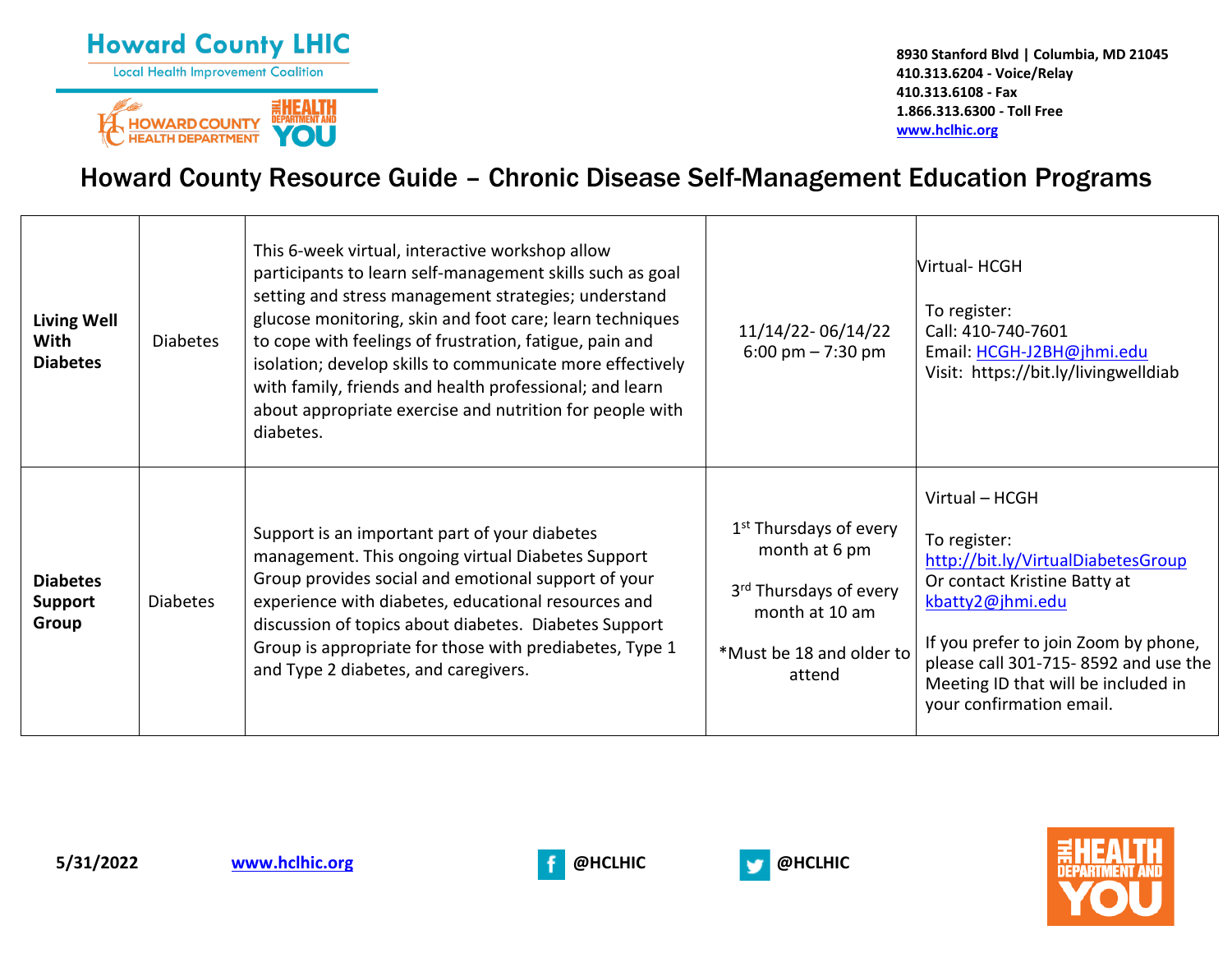# Howard County Resource Guide – Chronic Disease Self-Management Education Programs

| | | | | |
|---|---|---|---|---|
| **Living Well With Diabetes** | Diabetes | This 6-week virtual, interactive workshop allow participants to learn self-management skills such as goal setting and stress management strategies; understand glucose monitoring, skin and foot care; learn techniques to cope with feelings of frustration, fatigue, pain and isolation; develop skills to communicate more effectively with family, friends and health professional; and learn about appropriate exercise and nutrition for people with diabetes. | 11/14/22- 06/14/22<br>6:00 pm – 7:30 pm | Virtual- HCGH<br><br>To register:<br>Call: 410-740-7601<br>Email: HCGH-J2BH@jhmi.edu<br>Visit: https://bit.ly/livingwelldiab |
| **Diabetes Support Group** | Diabetes | Support is an important part of your diabetes management. This ongoing virtual Diabetes Support Group provides social and emotional support of your experience with diabetes, educational resources and discussion of topics about diabetes. Diabetes Support Group is appropriate for those with prediabetes, Type 1 and Type 2 diabetes, and caregivers. | 1st Thursdays of every month at 6 pm<br><br>3rd Thursdays of every month at 10 am<br><br>*Must be 18 and older to attend | Virtual – HCGH<br><br>To register:<br>http://bit.ly/VirtualDiabetesGroup<br>Or contact Kristine Batty at kbatty2@jhmi.edu<br><br>If you prefer to join Zoom by phone, please call 301-715- 8592 and use the Meeting ID that will be included in your confirmation email. |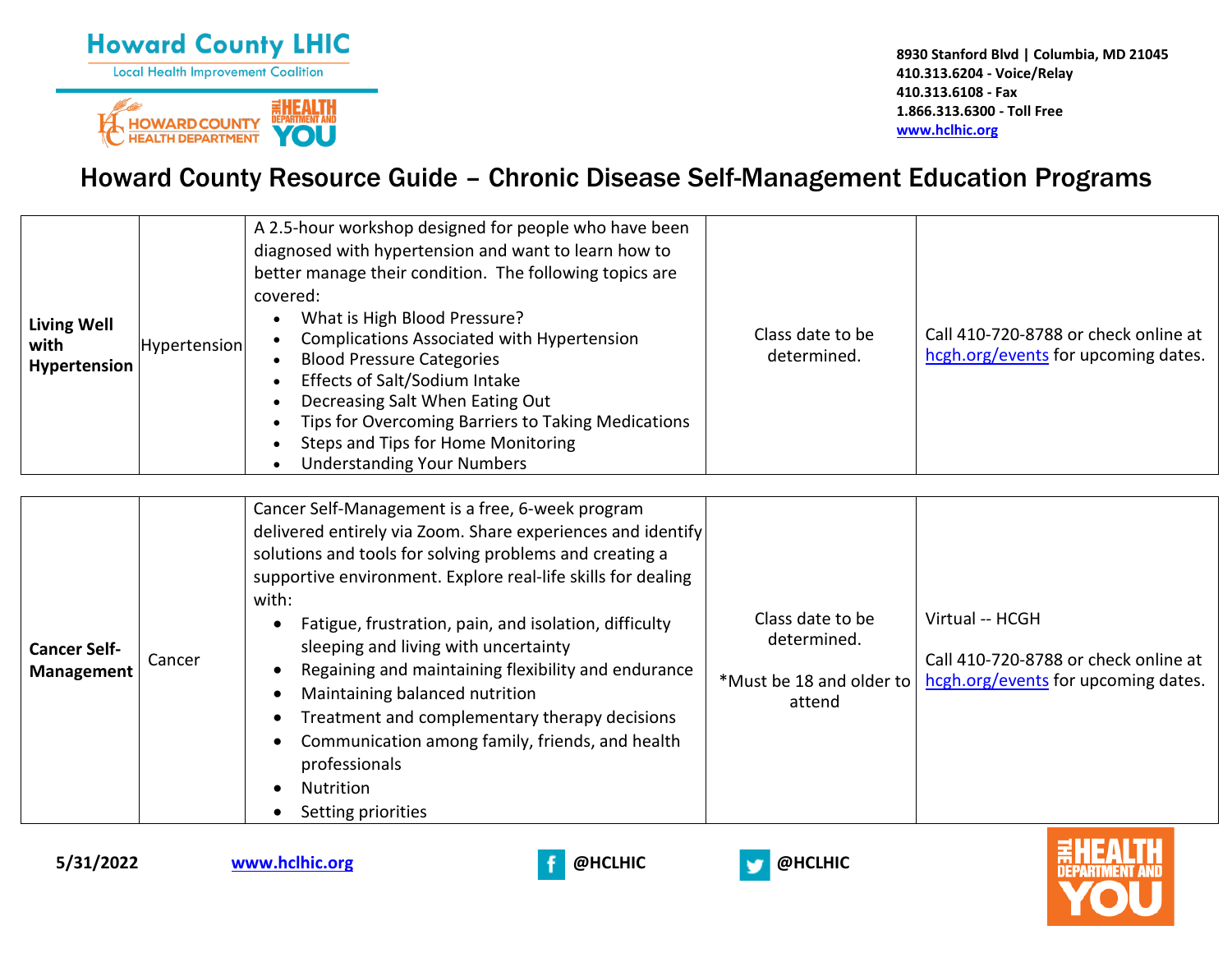# Howard County Resource Guide – Chronic Disease Self-Management Education Programs

| | | | | |
|---|---|---|---|---|
| **Living Well with Hypertension** | Hypertension | A 2.5-hour workshop designed for people who have been diagnosed with hypertension and want to learn how to better manage their condition. The following topics are covered:<br>• What is High Blood Pressure?<br>• Complications Associated with Hypertension<br>• Blood Pressure Categories<br>• Effects of Salt/Sodium Intake<br>• Decreasing Salt When Eating Out<br>• Tips for Overcoming Barriers to Taking Medications<br>• Steps and Tips for Home Monitoring<br>• Understanding Your Numbers | Class date to be determined. | Call 410-720-8788 or check online at hcgh.org/events for upcoming dates. |

| | | | | |
|---|---|---|---|---|
| **Cancer Self-Management** | Cancer | Cancer Self-Management is a free, 6-week program delivered entirely via Zoom. Share experiences and identify solutions and tools for solving problems and creating a supportive environment. Explore real-life skills for dealing with:<br>• Fatigue, frustration, pain, and isolation, difficulty sleeping and living with uncertainty<br>• Regaining and maintaining flexibility and endurance<br>• Maintaining balanced nutrition<br>• Treatment and complementary therapy decisions<br>• Communication among family, friends, and health professionals<br>• Nutrition<br>• Setting priorities | Class date to be determined.<br><br>*Must be 18 and older to attend | Virtual -- HCGH<br><br>Call 410-720-8788 or check online at hcgh.org/events for upcoming dates. |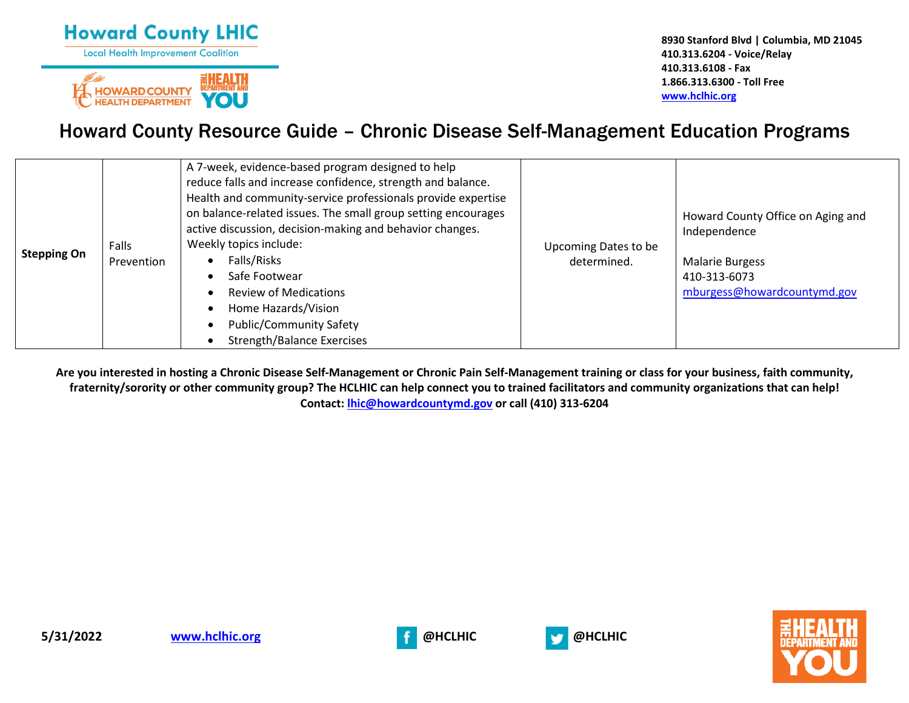Howard County LHIC

Local Health Improvement Coalition

8930 Stanford Blvd | Columbia, MD 21045
410.313.6204 - Voice/Relay
410.313.6108 - Fax
1.866.313.6300 - Toll Free
www.hclhic.org

# Howard County Resource Guide – Chronic Disease Self-Management Education Programs

| | | | | |
|---|---|---|---|---|
| **Stepping On** | Falls Prevention | A 7-week, evidence-based program designed to help reduce falls and increase confidence, strength and balance. Health and community-service professionals provide expertise on balance-related issues. The small group setting encourages active discussion, decision-making and behavior changes. Weekly topics include: <br>• Falls/Risks <br>• Safe Footwear <br>• Review of Medications <br>• Home Hazards/Vision <br>• Public/Community Safety <br>• Strength/Balance Exercises | Upcoming Dates to be determined. | Howard County Office on Aging and Independence <br><br>Malarie Burgess <br>410-313-6073 <br>mburgess@howardcountymd.gov |

**Are you interested in hosting a Chronic Disease Self-Management or Chronic Pain Self-Management training or class for your business, faith community, fraternity/sorority or other community group? The HCLHIC can help connect you to trained facilitators and community organizations that can help! Contact: lhic@howardcountymd.gov or call (410) 313-6204**

**5/31/2022** **www.hclhic.org** **@HCLHIC** **@HCLHIC**